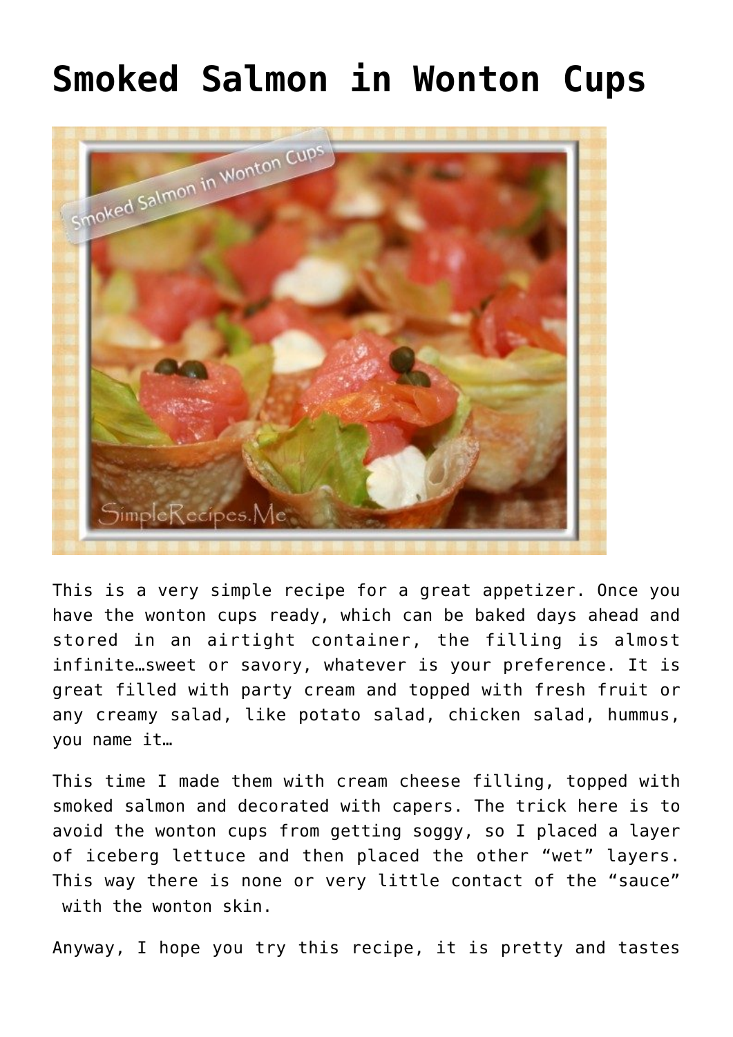# Smoked Salmon in Wonton Cups

This is a very simple recipe for a great appetizer. Once you have the wonton cups ready, which can be baked days ahead and stored in an airtight container, the filling is almost infinite…sweet or savory, whatever is your preference. It is great filled with party cream and topped with fresh fruit or any creamy salad, like potato salad, chicken salad, hummus, you name it…

This time I made them with cream cheese filling, topped with smoked salmon and decorated with capers. The trick here is to avoid the wonton cups from getting soggy, so I placed a layer of iceberg lettuce and then placed the other "wet" layers. This way there is none or very little contact of the "sauce" with the wonton skin.

Anyway, I hope you try this recipe, it is pretty and tastes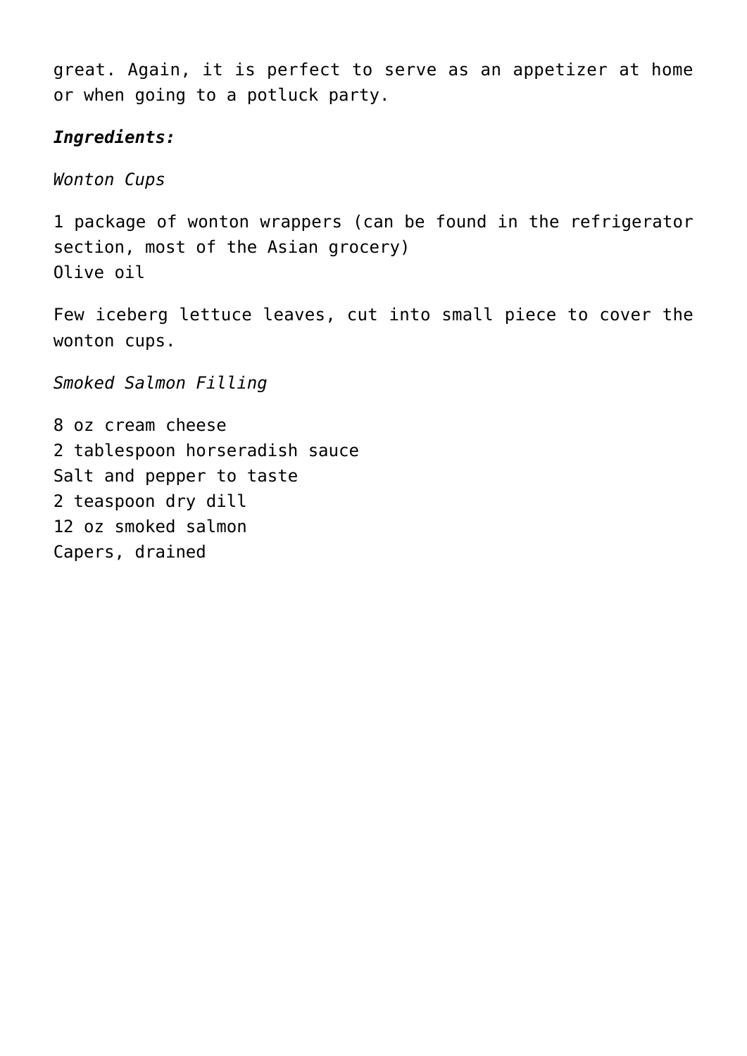great. Again, it is perfect to serve as an appetizer at home or when going to a potluck party.

***Ingredients:***

*Wonton Cups*

1 package of wonton wrappers (can be found in the refrigerator section, most of the Asian grocery)
Olive oil

Few iceberg lettuce leaves, cut into small piece to cover the wonton cups.

*Smoked Salmon Filling*

8 oz cream cheese
2 tablespoon horseradish sauce
Salt and pepper to taste
2 teaspoon dry dill
12 oz smoked salmon
Capers, drained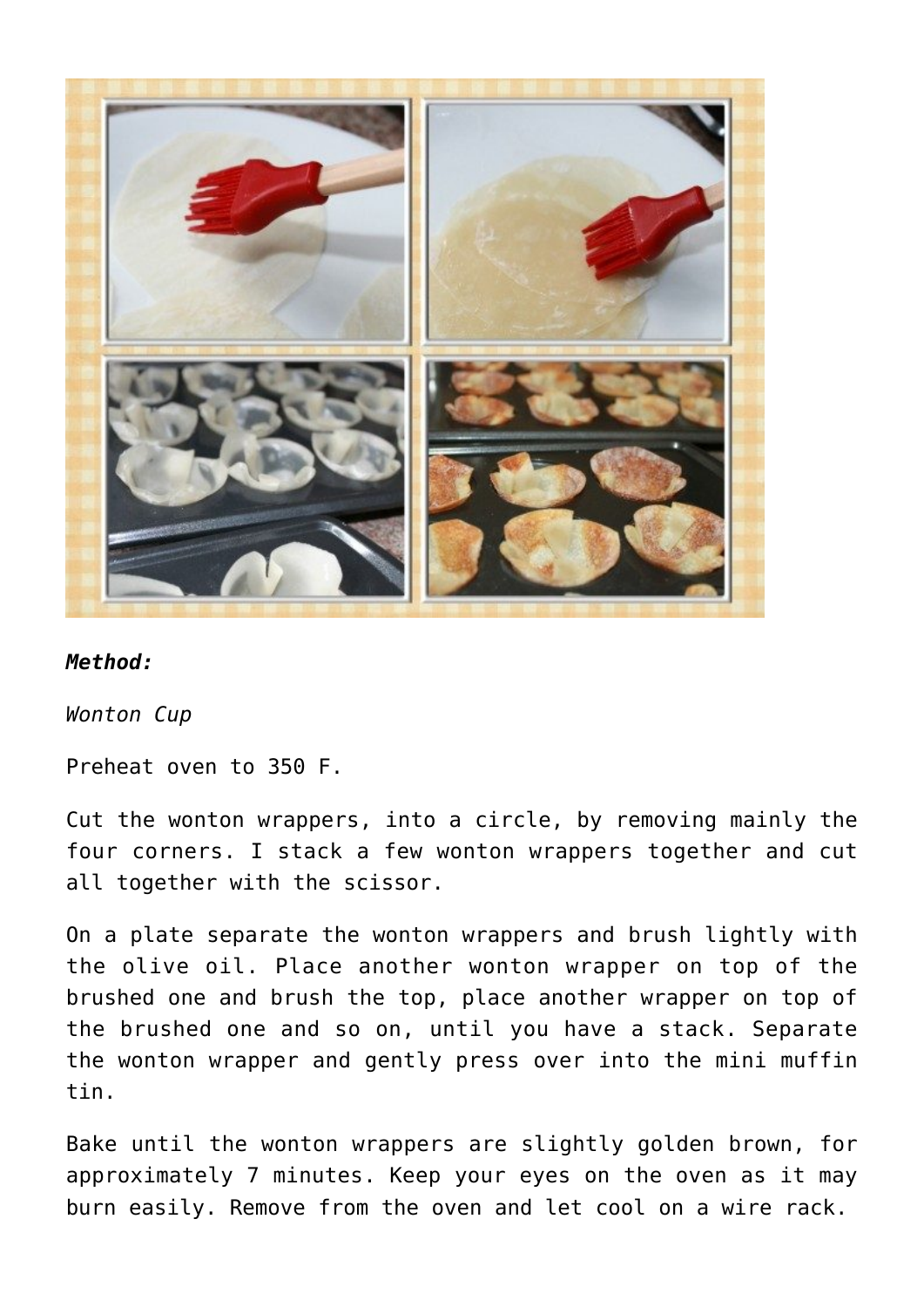***Method:***

*Wonton Cup*

Preheat oven to 350 F.

Cut the wonton wrappers, into a circle, by removing mainly the four corners. I stack a few wonton wrappers together and cut all together with the scissor.

On a plate separate the wonton wrappers and brush lightly with the olive oil. Place another wonton wrapper on top of the brushed one and brush the top, place another wrapper on top of the brushed one and so on, until you have a stack. Separate the wonton wrapper and gently press over into the mini muffin tin.

Bake until the wonton wrappers are slightly golden brown, for approximately 7 minutes. Keep your eyes on the oven as it may burn easily. Remove from the oven and let cool on a wire rack.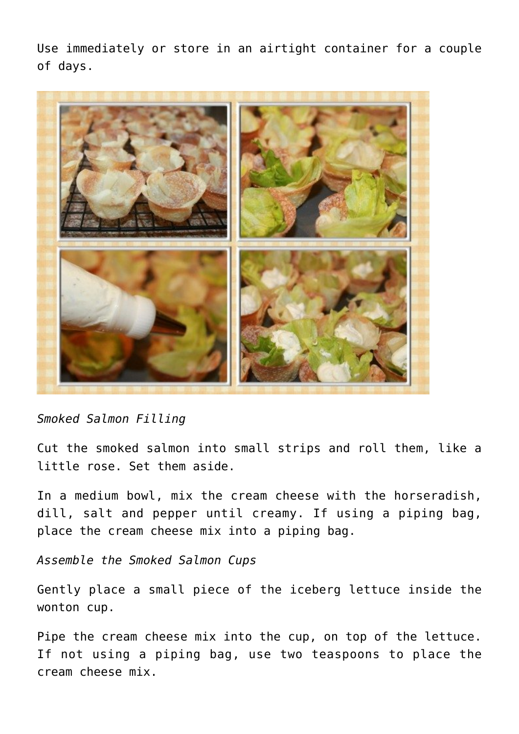Use immediately or store in an airtight container for a couple of days.

*Smoked Salmon Filling*

Cut the smoked salmon into small strips and roll them, like a little rose. Set them aside.

In a medium bowl, mix the cream cheese with the horseradish, dill, salt and pepper until creamy. If using a piping bag, place the cream cheese mix into a piping bag.

*Assemble the Smoked Salmon Cups*

Gently place a small piece of the iceberg lettuce inside the wonton cup.

Pipe the cream cheese mix into the cup, on top of the lettuce. If not using a piping bag, use two teaspoons to place the cream cheese mix.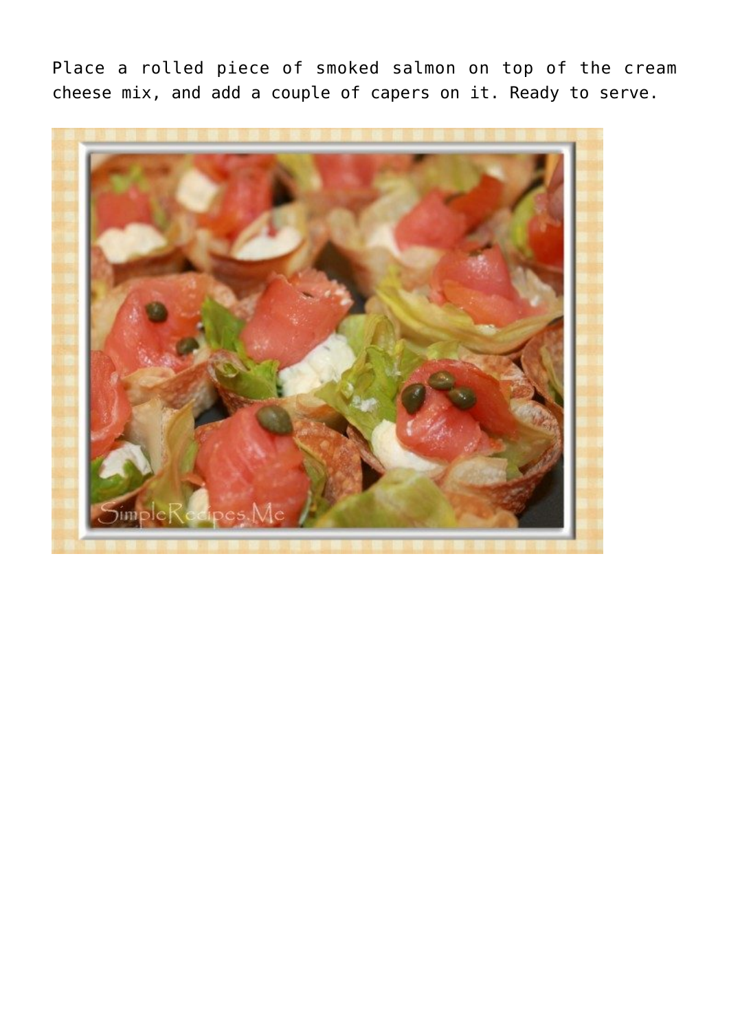Place a rolled piece of smoked salmon on top of the cream cheese mix, and add a couple of capers on it. Ready to serve.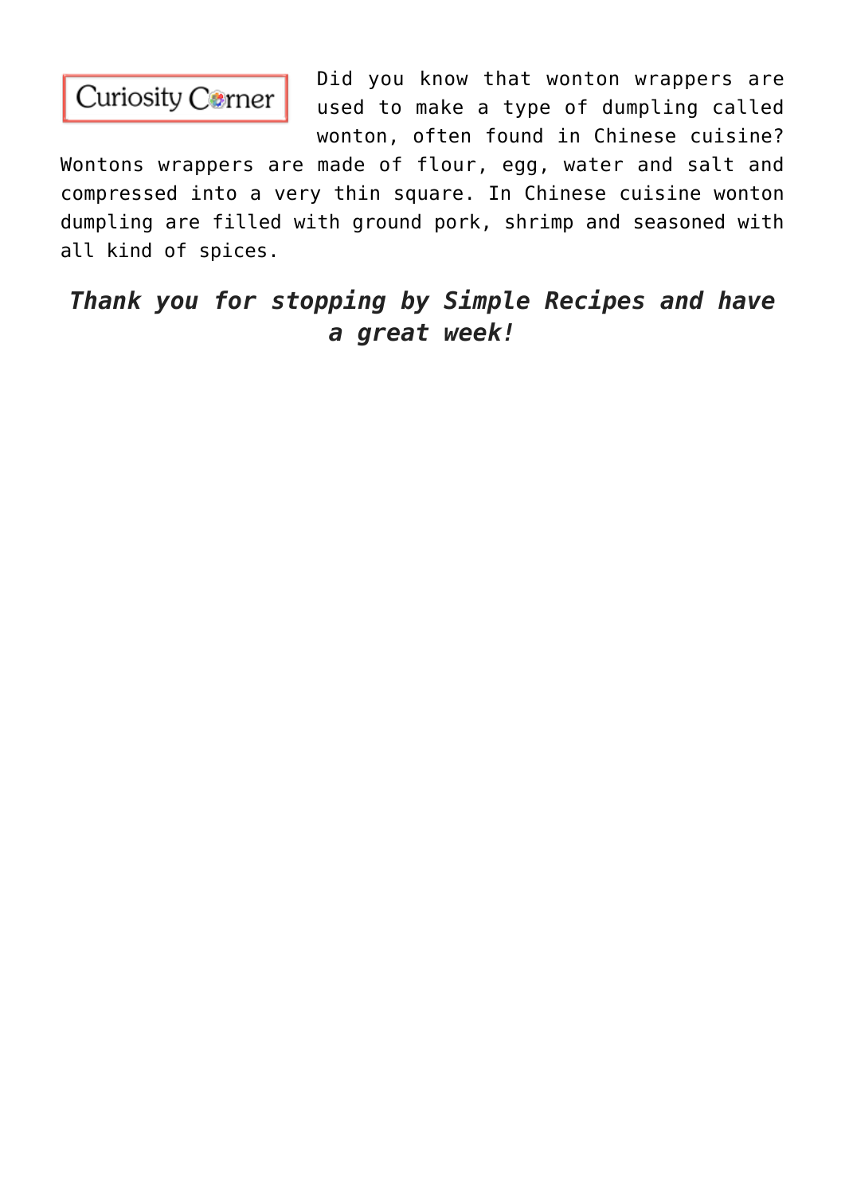Curiosity Corner

Did you know that wonton wrappers are used to make a type of dumpling called wonton, often found in Chinese cuisine? Wontons wrappers are made of flour, egg, water and salt and compressed into a very thin square. In Chinese cuisine wonton dumpling are filled with ground pork, shrimp and seasoned with all kind of spices.

***Thank you for stopping by Simple Recipes and have a great week!***